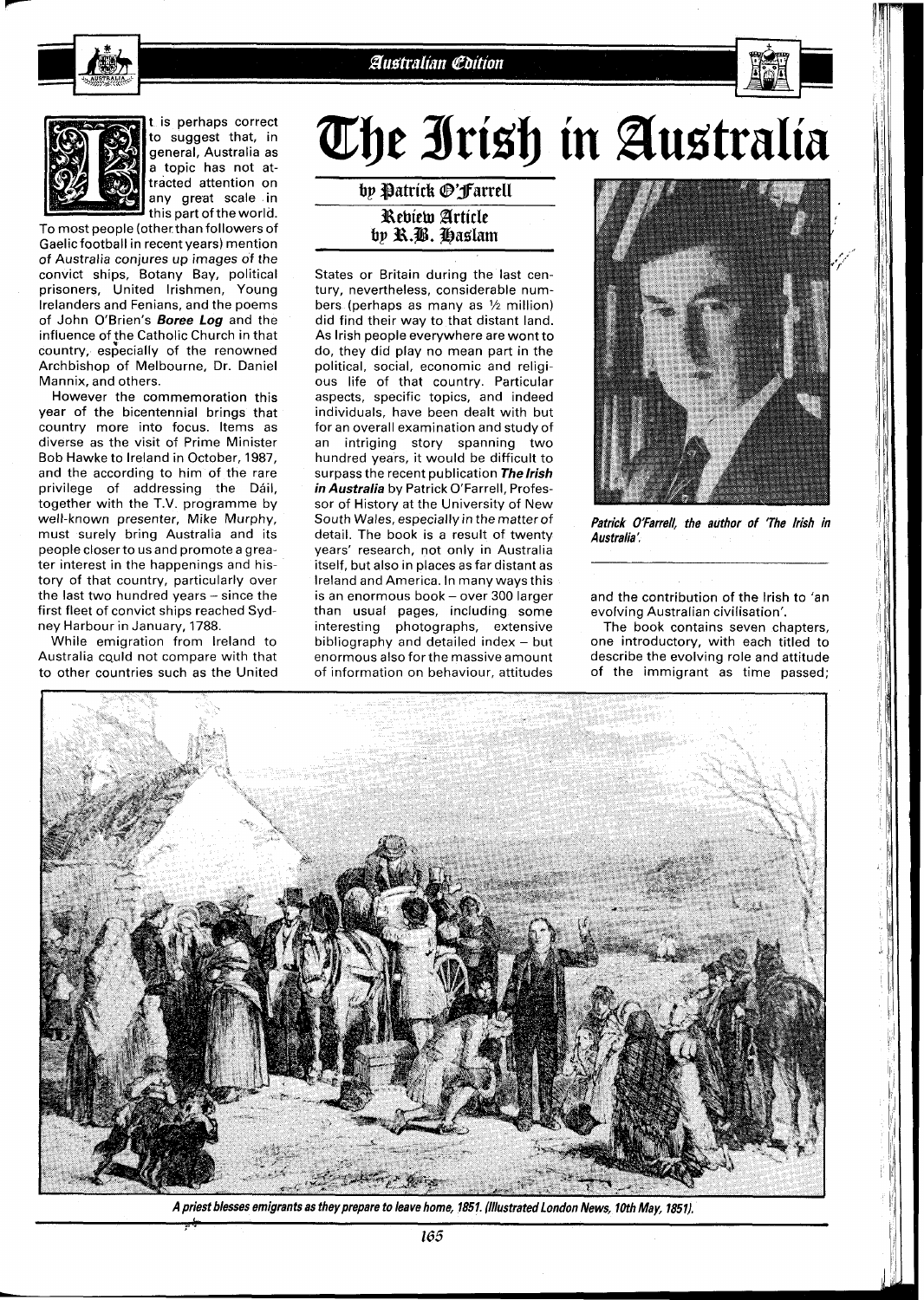# The Irish in Australia

## by Patrick O'Farrell

### Review Article by R.B. Haslam

It is perhaps correct to suggest that, in general, Australia as a topic has not attracted attention on any great scale in this part of the world. To most people (other than followers of Gaelic football in recent years) mention of Australia conjures up images of the convict ships, Botany Bay, political prisoners, United Irishmen, Young Irelanders and Fenians, and the poems of John O'Brien's ***Boree Log*** and the influence of the Catholic Church in that country, especially of the renowned Archbishop of Melbourne, Dr. Daniel Mannix, and others.

However the commemoration this year of the bicentennial brings that country more into focus. Items as diverse as the visit of Prime Minister Bob Hawke to Ireland in October, 1987, and the according to him of the rare privilege of addressing the Dáil, together with the T.V. programme by well-known presenter, Mike Murphy, must surely bring Australia and its people closer to us and promote a greater interest in the happenings and history of that country, particularly over the last two hundred years – since the first fleet of convict ships reached Sydney Harbour in January, 1788.

While emigration from Ireland to Australia could not compare with that to other countries such as the United States or Britain during the last century, nevertheless, considerable numbers (perhaps as many as ½ million) did find their way to that distant land. As Irish people everywhere are wont to do, they did play no mean part in the political, social, economic and religious life of that country. Particular aspects, specific topics, and indeed individuals, have been dealt with but for an overall examination and study of an intriging story spanning two hundred years, it would be difficult to surpass the recent publication ***The Irish in Australia*** by Patrick O'Farrell, Professor of History at the University of New South Wales, especially in the matter of detail. The book is a result of twenty years' research, not only in Australia itself, but also in places as far distant as Ireland and America. In many ways this is an enormous book – over 300 larger than usual pages, including some interesting photographs, extensive bibliography and detailed index – but enormous also for the massive amount of information on behaviour, attitudes and the contribution of the Irish to 'an evolving Australian civilisation'.

*Patrick O'Farrell, the author of 'The Irish in Australia'.*

The book contains seven chapters, one introductory, with each titled to describe the evolving role and attitude of the immigrant as time passed;

*A priest blesses emigrants as they prepare to leave home, 1851. (Illustrated London News, 10th May, 1851).*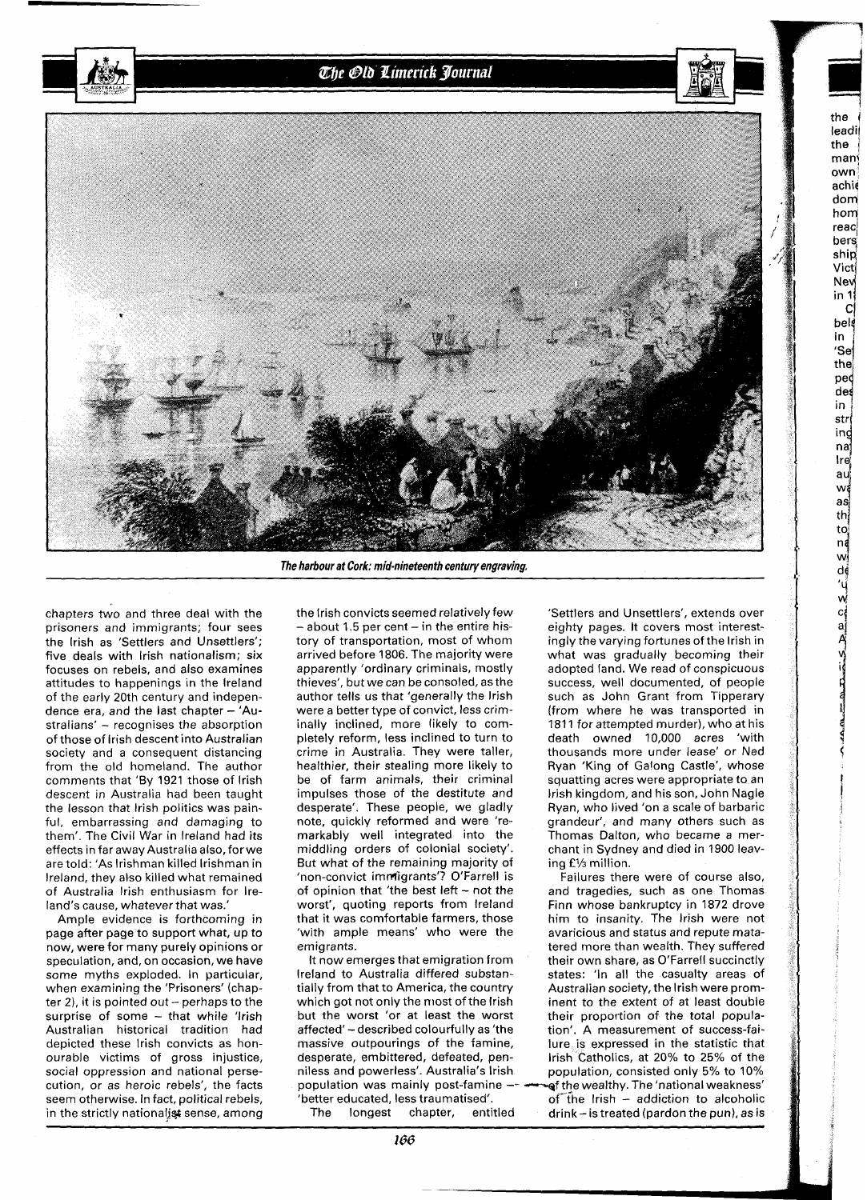*The harbour at Cork: mid-nineteenth century engraving.*

chapters two and three deal with the prisoners and immigrants; four sees the Irish as 'Settlers and Unsettlers'; five deals with Irish nationalism; six focuses on rebels, and also examines attitudes to happenings in the Ireland of the early 20th century and independence era, and the last chapter – 'Australians' – recognises the absorption of those of Irish descent into Australian society and a consequent distancing from the old homeland. The author comments that 'By 1921 those of Irish descent in Australia had been taught the lesson that Irish politics was painful, embarrassing and damaging to them'. The Civil War in Ireland had its effects in far away Australia also, for we are told: 'As Irishman killed Irishman in Ireland, they also killed what remained of Australia Irish enthusiasm for Ireland's cause, whatever that was.'

Ample evidence is forthcoming in page after page to support what, up to now, were for many purely opinions or speculation, and, on occasion, we have some myths exploded. In particular, when examining the 'Prisoners' (chapter 2), it is pointed out – perhaps to the surprise of some – that while 'Irish Australian historical tradition had depicted these Irish convicts as honourable victims of gross injustice, social oppression and national persecution, or as heroic rebels', the facts seem otherwise. In fact, political rebels, in the strictly nationalist sense, among the Irish convicts seemed relatively few – about 1.5 per cent – in the entire history of transportation, most of whom arrived before 1806. The majority were apparently 'ordinary criminals, mostly thieves', but we can be consoled, as the author tells us that 'generally the Irish were a better type of convict, less criminally inclined, more likely to completely reform, less inclined to turn to crime in Australia. They were taller, healthier, their stealing more likely to be of farm animals, their criminal impulses those of the destitute and desperate'. These people, we gladly note, quickly reformed and were 'remarkably well integrated into the middling orders of colonial society'. But what of the remaining majority of 'non-convict immigrants'? O'Farrell is of opinion that 'the best left – not the worst', quoting reports from Ireland that it was comfortable farmers, those 'with ample means' who were the emigrants.

It now emerges that emigration from Ireland to Australia differed substantially from that to America, the country which got not only the most of the Irish but the worst 'or at least the worst affected' – described colourfully as 'the massive outpourings of the famine, desperate, embittered, defeated, penniless and powerless'. Australia's Irish population was mainly post-famine – 'better educated, less traumatised'.

The longest chapter, entitled 'Settlers and Unsettlers', extends over eighty pages. It covers most interestingly the varying fortunes of the Irish in what was gradually becoming their adopted land. We read of conspicuous success, well documented, of people such as John Grant from Tipperary (from where he was transported in 1811 for attempted murder), who at his death owned 10,000 acres 'with thousands more under lease' or Ned Ryan 'King of Galong Castle', whose squatting acres were appropriate to an Irish kingdom, and his son, John Nagle Ryan, who lived 'on a scale of barbaric grandeur', and many others such as Thomas Dalton, who became a merchant in Sydney and died in 1900 leaving £½ million.

Failures there were of course also, and tragedies, such as one Thomas Finn whose bankruptcy in 1872 drove him to insanity. The Irish were not avaricious and status and repute mattered more than wealth. They suffered their own share, as O'Farrell succinctly states: 'In all the casualty areas of Australian society, the Irish were prominent to the extent of at least double their proportion of the total population'. A measurement of success-failure is expressed in the statistic that Irish Catholics, at 20% to 25% of the population, consisted only 5% to 10% of the wealthy. The 'national weakness' of the Irish – addiction to alcoholic drink – is treated (pardon the pun), as is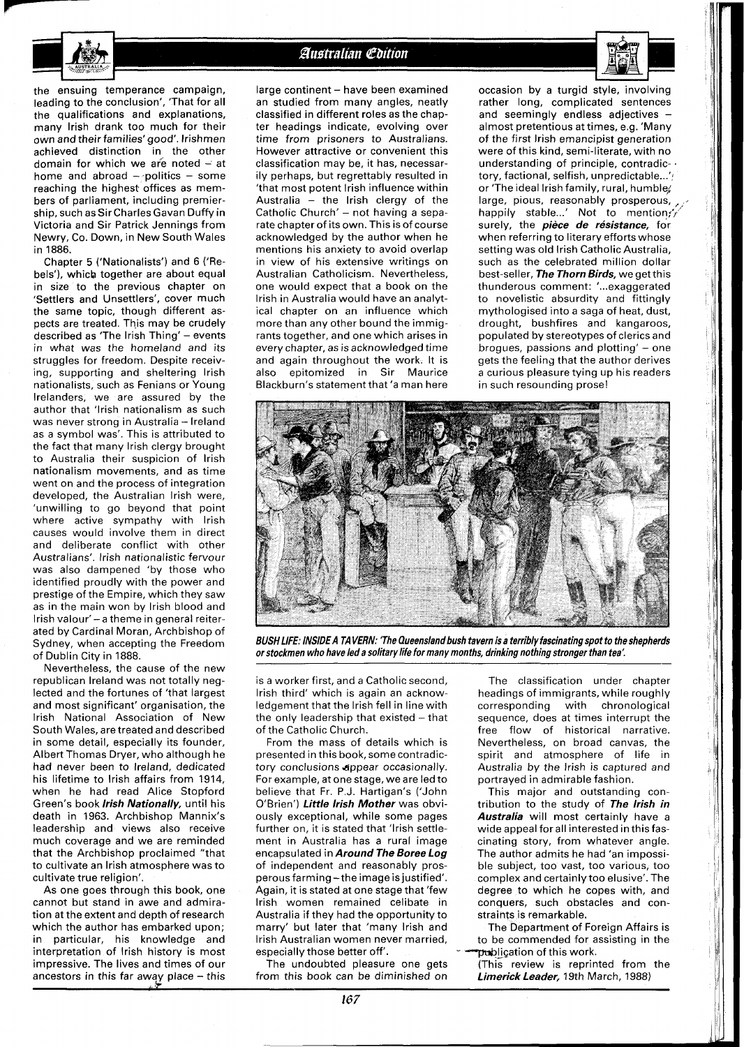the ensuing temperance campaign, leading to the conclusion', 'That for all the qualifications and explanations, many Irish drank too much for their own and their families' good'. Irishmen achieved distinction in the other domain for which we are noted – at home and abroad – politics – some reaching the highest offices as members of parliament, including premiership, such as Sir Charles Gavan Duffy in Victoria and Sir Patrick Jennings from Newry, Co. Down, in New South Wales in 1886.

Chapter 5 ('Nationalists') and 6 ('Rebels'), which together are about equal in size to the previous chapter on 'Settlers and Unsettlers', cover much the same topic, though different aspects are treated. This may be crudely described as 'The Irish Thing' – events in what was the homeland and its struggles for freedom. Despite receiving, supporting and sheltering Irish nationalists, such as Fenians or Young Irelanders, we are assured by the author that 'Irish nationalism as such was never strong in Australia – Ireland as a symbol was'. This is attributed to the fact that many Irish clergy brought to Australia their suspicion of Irish nationalism movements, and as time went on and the process of integration developed, the Australian Irish were, 'unwilling to go beyond that point where active sympathy with Irish causes would involve them in direct and deliberate conflict with other Australians'. Irish nationalistic fervour was also dampened 'by those who identified proudly with the power and prestige of the Empire, which they saw as in the main won by Irish blood and Irish valour' – a theme in general reiterated by Cardinal Moran, Archbishop of Sydney, when accepting the Freedom of Dublin City in 1888.

Nevertheless, the cause of the new republican Ireland was not totally neglected and the fortunes of 'that largest and most significant' organisation, the Irish National Association of New South Wales, are treated and described in some detail, especially its founder, Albert Thomas Dryer, who although he had never been to Ireland, dedicated his lifetime to Irish affairs from 1914, when he had read Alice Stopford Green's book ***Irish Nationally,*** until his death in 1963. Archbishop Mannix's leadership and views also receive much coverage and we are reminded that the Archbishop proclaimed "that to cultivate an Irish atmosphere was to cultivate true religion'.

As one goes through this book, one cannot but stand in awe and admiration at the extent and depth of research which the author has embarked upon; in particular, his knowledge and interpretation of Irish history is most impressive. The lives and times of our ancestors in this far away place – this large continent – have been examined an studied from many angles, neatly classified in different roles as the chapter headings indicate, evolving over time from prisoners to Australians. However attractive or convenient this classification may be, it has, necessarily perhaps, but regrettably resulted in 'that most potent Irish influence within Australia – the Irish clergy of the Catholic Church' – not having a separate chapter of its own. This is of course acknowledged by the author when he mentions his anxiety to avoid overlap in view of his extensive writings on Australian Catholicism. Nevertheless, one would expect that a book on the Irish in Australia would have an analytical chapter on an influence which more than any other bound the immigrants together, and one which arises in every chapter, as is acknowledged time and again throughout the work. It is also epitomized in Sir Maurice Blackburn's statement that 'a man here is a worker first, and a Catholic second, Irish third' which is again an acknowledgement that the Irish fell in line with the only leadership that existed – that of the Catholic Church.

From the mass of details which is presented in this book, some contradictory conclusions appear occasionally. For example, at one stage, we are led to believe that Fr. P.J. Hartigan's ('John O'Brien') ***Little Irish Mother*** was obviously exceptional, while some pages further on, it is stated that 'Irish settlement in Australia has a rural image encapsulated in ***Around The Boree Log*** of independent and reasonably prosperous farming – the image is justified'. Again, it is stated at one stage that 'few Irish women remained celibate in Australia if they had the opportunity to marry' but later that 'many Irish and Irish Australian women never married, especially those better off'.

The undoubted pleasure one gets from this book can be diminished on occasion by a turgid style, involving rather long, complicated sentences and seemingly endless adjectives – almost pretentious at times, e.g. 'Many of the first Irish emancipist generation were of this kind, semi-literate, with no understanding of principle, contradictory, factional, selfish, unpredictable...' or 'The ideal Irish family, rural, humble, large, pious, reasonably prosperous, happily stable...' Not to mention, surely, the ***pièce de résistance,*** for when referring to literary efforts whose setting was old Irish Catholic Australia, such as the celebrated million dollar best-seller, ***The Thorn Birds,*** we get this thunderous comment: '...exaggerated to novelistic absurdity and fittingly mythologised into a saga of heat, dust, drought, bushfires and kangaroos, populated by stereotypes of clerics and brogues, passions and plotting' – one gets the feeling that the author derives a curious pleasure tying up his readers in such resounding prose!

***BUSH LIFE: INSIDE A TAVERN: 'The Queensland bush tavern is a terribly fascinating spot to the shepherds or stockmen who have led a solitary life for many months, drinking nothing stronger than tea'.***

The classification under chapter headings of immigrants, while roughly corresponding with chronological sequence, does at times interrupt the free flow of historical narrative. Nevertheless, on broad canvas, the spirit and atmosphere of life in Australia by the Irish is captured and portrayed in admirable fashion.

This major and outstanding contribution to the study of ***The Irish in Australia*** will most certainly have a wide appeal for all interested in this fascinating story, from whatever angle. The author admits he had 'an impossible subject, too vast, too various, too complex and certainly too elusive'. The degree to which he copes with, and conquers, such obstacles and constraints is remarkable.

The Department of Foreign Affairs is to be commended for assisting in the publication of this work.

(This review is reprinted from the ***Limerick Leader,*** 19th March, 1988)